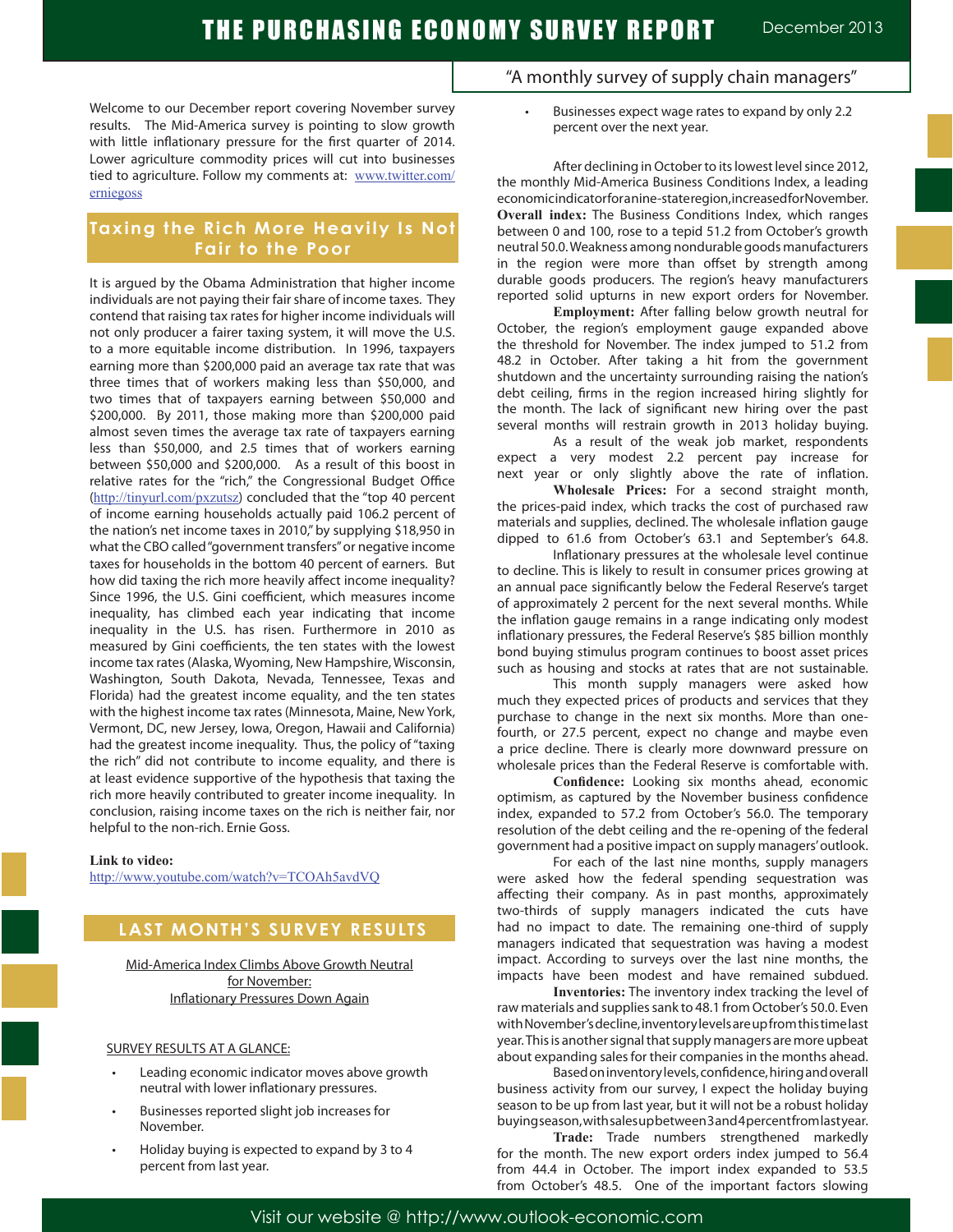# THE PURCHASING ECONOMY SURVEY REPORT

December 2013

"A monthly survey of supply chain managers"

Welcome to our December report covering November survey results. The Mid-America survey is pointing to slow growth with little inflationary pressure for the first quarter of 2014. Lower agriculture commodity prices will cut into businesses tied to agriculture. Follow my comments at: www.twitter.com/erniegoss

## Taxing the Rich More Heavily Is Not Fair to the Poor

It is argued by the Obama Administration that higher income individuals are not paying their fair share of income taxes. They contend that raising tax rates for higher income individuals will not only producer a fairer taxing system, it will move the U.S. to a more equitable income distribution. In 1996, taxpayers earning more than $200,000 paid an average tax rate that was three times that of workers making less than $50,000, and two times that of taxpayers earning between $50,000 and $200,000. By 2011, those making more than $200,000 paid almost seven times the average tax rate of taxpayers earning less than $50,000, and 2.5 times that of workers earning between $50,000 and $200,000. As a result of this boost in relative rates for the "rich," the Congressional Budget Office (http://tinyurl.com/pxzutsz) concluded that the "top 40 percent of income earning households actually paid 106.2 percent of the nation's net income taxes in 2010," by supplying $18,950 in what the CBO called "government transfers" or negative income taxes for households in the bottom 40 percent of earners. But how did taxing the rich more heavily affect income inequality? Since 1996, the U.S. Gini coefficient, which measures income inequality, has climbed each year indicating that income inequality in the U.S. has risen. Furthermore in 2010 as measured by Gini coefficients, the ten states with the lowest income tax rates (Alaska, Wyoming, New Hampshire, Wisconsin, Washington, South Dakota, Nevada, Tennessee, Texas and Florida) had the greatest income equality, and the ten states with the highest income tax rates (Minnesota, Maine, New York, Vermont, DC, new Jersey, Iowa, Oregon, Hawaii and California) had the greatest income inequality. Thus, the policy of "taxing the rich" did not contribute to income equality, and there is at least evidence supportive of the hypothesis that taxing the rich more heavily contributed to greater income inequality. In conclusion, raising income taxes on the rich is neither fair, nor helpful to the non-rich. Ernie Goss.

**Link to video:**
http://www.youtube.com/watch?v=TCOAh5avdVQ

## LAST MONTH'S SURVEY RESULTS

Mid-America Index Climbs Above Growth Neutral for November: Inflationary Pressures Down Again

SURVEY RESULTS AT A GLANCE:

- Leading economic indicator moves above growth neutral with lower inflationary pressures.
- Businesses reported slight job increases for November.
- Holiday buying is expected to expand by 3 to 4 percent from last year.
- Businesses expect wage rates to expand by only 2.2 percent over the next year.

After declining in October to its lowest level since 2012, the monthly Mid-America Business Conditions Index, a leading economic indicator for a nine-state region, increased for November.

**Overall index:** The Business Conditions Index, which ranges between 0 and 100, rose to a tepid 51.2 from October's growth neutral 50.0. Weakness among nondurable goods manufacturers in the region were more than offset by strength among durable goods producers. The region's heavy manufacturers reported solid upturns in new export orders for November.

**Employment:** After falling below growth neutral for October, the region's employment gauge expanded above the threshold for November. The index jumped to 51.2 from 48.2 in October. After taking a hit from the government shutdown and the uncertainty surrounding raising the nation's debt ceiling, firms in the region increased hiring slightly for the month. The lack of significant new hiring over the past several months will restrain growth in 2013 holiday buying.

As a result of the weak job market, respondents expect a very modest 2.2 percent pay increase for next year or only slightly above the rate of inflation.

**Wholesale Prices:** For a second straight month, the prices-paid index, which tracks the cost of purchased raw materials and supplies, declined. The wholesale inflation gauge dipped to 61.6 from October's 63.1 and September's 64.8.

Inflationary pressures at the wholesale level continue to decline. This is likely to result in consumer prices growing at an annual pace significantly below the Federal Reserve's target of approximately 2 percent for the next several months. While the inflation gauge remains in a range indicating only modest inflationary pressures, the Federal Reserve's $85 billion monthly bond buying stimulus program continues to boost asset prices such as housing and stocks at rates that are not sustainable.

This month supply managers were asked how much they expected prices of products and services that they purchase to change in the next six months. More than one-fourth, or 27.5 percent, expect no change and maybe even a price decline. There is clearly more downward pressure on wholesale prices than the Federal Reserve is comfortable with.

**Confidence:** Looking six months ahead, economic optimism, as captured by the November business confidence index, expanded to 57.2 from October's 56.0. The temporary resolution of the debt ceiling and the re-opening of the federal government had a positive impact on supply managers' outlook.

For each of the last nine months, supply managers were asked how the federal spending sequestration was affecting their company. As in past months, approximately two-thirds of supply managers indicated the cuts have had no impact to date. The remaining one-third of supply managers indicated that sequestration was having a modest impact. According to surveys over the last nine months, the impacts have been modest and have remained subdued.

**Inventories:** The inventory index tracking the level of raw materials and supplies sank to 48.1 from October's 50.0. Even with November's decline, inventory levels are up from this time last year. This is another signal that supply managers are more upbeat about expanding sales for their companies in the months ahead.

Based on inventory levels, confidence, hiring and overall business activity from our survey, I expect the holiday buying season to be up from last year, but it will not be a robust holiday buying season, with sales up between 3 and 4 percent from last year.

**Trade:** Trade numbers strengthened markedly for the month. The new export orders index jumped to 56.4 from 44.4 in October. The import index expanded to 53.5 from October's 48.5. One of the important factors slowing

Visit our website @ http://www.outlook-economic.com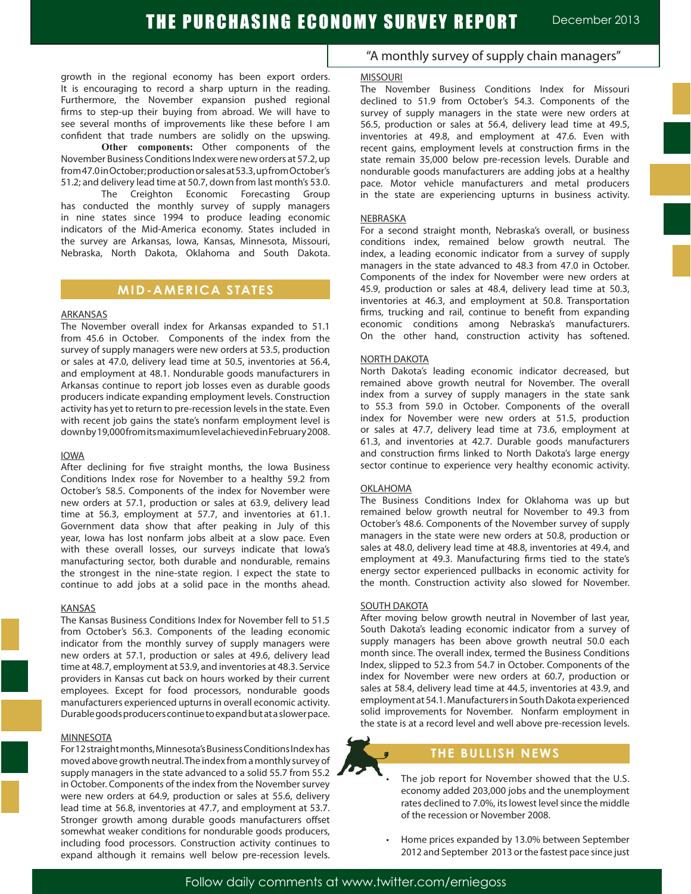growth in the regional economy has been export orders. It is encouraging to record a sharp upturn in the reading. Furthermore, the November expansion pushed regional firms to step-up their buying from abroad. We will have to see several months of improvements like these before I am confident that trade numbers are solidly on the upswing.

**Other components:** Other components of the November Business Conditions Index were new orders at 57.2, up from 47.0 in October; production or sales at 53.3, up from October's 51.2; and delivery lead time at 50.7, down from last month's 53.0.

The Creighton Economic Forecasting Group has conducted the monthly survey of supply managers in nine states since 1994 to produce leading economic indicators of the Mid-America economy. States included in the survey are Arkansas, Iowa, Kansas, Minnesota, Missouri, Nebraska, North Dakota, Oklahoma and South Dakota.

## MID-AMERICA STATES

### ARKANSAS

The November overall index for Arkansas expanded to 51.1 from 45.6 in October. Components of the index from the survey of supply managers were new orders at 53.5, production or sales at 47.0, delivery lead time at 50.5, inventories at 56.4, and employment at 48.1. Nondurable goods manufacturers in Arkansas continue to report job losses even as durable goods producers indicate expanding employment levels. Construction activity has yet to return to pre-recession levels in the state. Even with recent job gains the state's nonfarm employment level is down by 19,000 from its maximum level achieved in February 2008.

### IOWA

After declining for five straight months, the Iowa Business Conditions Index rose for November to a healthy 59.2 from October's 58.5. Components of the index for November were new orders at 57.1, production or sales at 63.9, delivery lead time at 56.3, employment at 57.7, and inventories at 61.1. Government data show that after peaking in July of this year, Iowa has lost nonfarm jobs albeit at a slow pace. Even with these overall losses, our surveys indicate that Iowa's manufacturing sector, both durable and nondurable, remains the strongest in the nine-state region. I expect the state to continue to add jobs at a solid pace in the months ahead.

### KANSAS

The Kansas Business Conditions Index for November fell to 51.5 from October's 56.3. Components of the leading economic indicator from the monthly survey of supply managers were new orders at 57.1, production or sales at 49.6, delivery lead time at 48.7, employment at 53.9, and inventories at 48.3. Service providers in Kansas cut back on hours worked by their current employees. Except for food processors, nondurable goods manufacturers experienced upturns in overall economic activity. Durable goods producers continue to expand but at a slower pace.

### MINNESOTA

For 12 straight months, Minnesota's Business Conditions Index has moved above growth neutral. The index from a monthly survey of supply managers in the state advanced to a solid 55.7 from 55.2 in October. Components of the index from the November survey were new orders at 64.9, production or sales at 55.6, delivery lead time at 56.8, inventories at 47.7, and employment at 53.7. Stronger growth among durable goods manufacturers offset somewhat weaker conditions for nondurable goods producers, including food processors. Construction activity continues to expand although it remains well below pre-recession levels.

### MISSOURI

The November Business Conditions Index for Missouri declined to 51.9 from October's 54.3. Components of the survey of supply managers in the state were new orders at 56.5, production or sales at 56.4, delivery lead time at 49.5, inventories at 49.8, and employment at 47.6. Even with recent gains, employment levels at construction firms in the state remain 35,000 below pre-recession levels. Durable and nondurable goods manufacturers are adding jobs at a healthy pace. Motor vehicle manufacturers and metal producers in the state are experiencing upturns in business activity.

### NEBRASKA

For a second straight month, Nebraska's overall, or business conditions index, remained below growth neutral. The index, a leading economic indicator from a survey of supply managers in the state advanced to 48.3 from 47.0 in October. Components of the index for November were new orders at 45.9, production or sales at 48.4, delivery lead time at 50.3, inventories at 46.3, and employment at 50.8. Transportation firms, trucking and rail, continue to benefit from expanding economic conditions among Nebraska's manufacturers. On the other hand, construction activity has softened.

### NORTH DAKOTA

North Dakota's leading economic indicator decreased, but remained above growth neutral for November. The overall index from a survey of supply managers in the state sank to 55.3 from 59.0 in October. Components of the overall index for November were new orders at 51.5, production or sales at 47.7, delivery lead time at 73.6, employment at 61.3, and inventories at 42.7. Durable goods manufacturers and construction firms linked to North Dakota's large energy sector continue to experience very healthy economic activity.

### OKLAHOMA

The Business Conditions Index for Oklahoma was up but remained below growth neutral for November to 49.3 from October's 48.6. Components of the November survey of supply managers in the state were new orders at 50.8, production or sales at 48.0, delivery lead time at 48.8, inventories at 49.4, and employment at 49.3. Manufacturing firms tied to the state's energy sector experienced pullbacks in economic activity for the month. Construction activity also slowed for November.

### SOUTH DAKOTA

After moving below growth neutral in November of last year, South Dakota's leading economic indicator from a survey of supply managers has been above growth neutral 50.0 each month since. The overall index, termed the Business Conditions Index, slipped to 52.3 from 54.7 in October. Components of the index for November were new orders at 60.7, production or sales at 58.4, delivery lead time at 44.5, inventories at 43.9, and employment at 54.1. Manufacturers in South Dakota experienced solid improvements for November. Nonfarm employment in the state is at a record level and well above pre-recession levels.

## THE BULLISH NEWS

- The job report for November showed that the U.S. economy added 203,000 jobs and the unemployment rates declined to 7.0%, its lowest level since the middle of the recession or November 2008.
- Home prices expanded by 13.0% between September 2012 and September 2013 or the fastest pace since just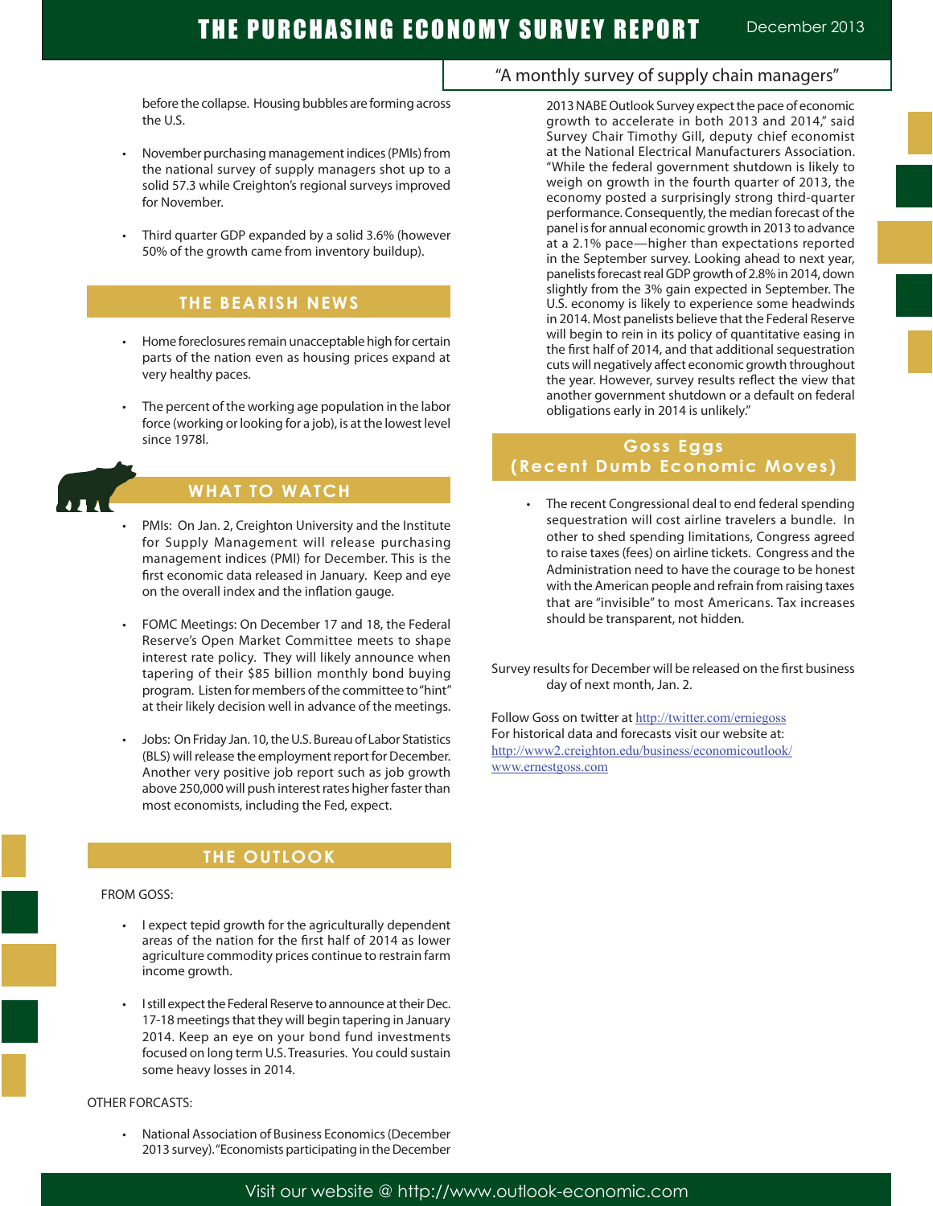before the collapse. Housing bubbles are forming across the U.S.

- November purchasing management indices (PMIs) from the national survey of supply managers shot up to a solid 57.3 while Creighton's regional surveys improved for November.

- Third quarter GDP expanded by a solid 3.6% (however 50% of the growth came from inventory buildup).

## THE BEARISH NEWS

- Home foreclosures remain unacceptable high for certain parts of the nation even as housing prices expand at very healthy paces.

- The percent of the working age population in the labor force (working or looking for a job), is at the lowest level since 1978l.

## WHAT TO WATCH

- PMIs: On Jan. 2, Creighton University and the Institute for Supply Management will release purchasing management indices (PMI) for December. This is the first economic data released in January. Keep and eye on the overall index and the inflation gauge.

- FOMC Meetings: On December 17 and 18, the Federal Reserve's Open Market Committee meets to shape interest rate policy. They will likely announce when tapering of their $85 billion monthly bond buying program. Listen for members of the committee to "hint" at their likely decision well in advance of the meetings.

- Jobs: On Friday Jan. 10, the U.S. Bureau of Labor Statistics (BLS) will release the employment report for December. Another very positive job report such as job growth above 250,000 will push interest rates higher faster than most economists, including the Fed, expect.

## THE OUTLOOK

FROM GOSS:

- I expect tepid growth for the agriculturally dependent areas of the nation for the first half of 2014 as lower agriculture commodity prices continue to restrain farm income growth.

- I still expect the Federal Reserve to announce at their Dec. 17-18 meetings that they will begin tapering in January 2014. Keep an eye on your bond fund investments focused on long term U.S. Treasuries. You could sustain some heavy losses in 2014.

OTHER FORCASTS:

- National Association of Business Economics (December 2013 survey). "Economists participating in the December 2013 NABE Outlook Survey expect the pace of economic growth to accelerate in both 2013 and 2014," said Survey Chair Timothy Gill, deputy chief economist at the National Electrical Manufacturers Association. "While the federal government shutdown is likely to weigh on growth in the fourth quarter of 2013, the economy posted a surprisingly strong third-quarter performance. Consequently, the median forecast of the panel is for annual economic growth in 2013 to advance at a 2.1% pace—higher than expectations reported in the September survey. Looking ahead to next year, panelists forecast real GDP growth of 2.8% in 2014, down slightly from the 3% gain expected in September. The U.S. economy is likely to experience some headwinds in 2014. Most panelists believe that the Federal Reserve will begin to rein in its policy of quantitative easing in the first half of 2014, and that additional sequestration cuts will negatively affect economic growth throughout the year. However, survey results reflect the view that another government shutdown or a default on federal obligations early in 2014 is unlikely."

## Goss Eggs (Recent Dumb Economic Moves)

- The recent Congressional deal to end federal spending sequestration will cost airline travelers a bundle. In other to shed spending limitations, Congress agreed to raise taxes (fees) on airline tickets. Congress and the Administration need to have the courage to be honest with the American people and refrain from raising taxes that are "invisible" to most Americans. Tax increases should be transparent, not hidden.

Survey results for December will be released on the first business day of next month, Jan. 2.

Follow Goss on twitter at http://twitter.com/erniegoss
For historical data and forecasts visit our website at:
http://www2.creighton.edu/business/economicoutlook/
www.ernestgoss.com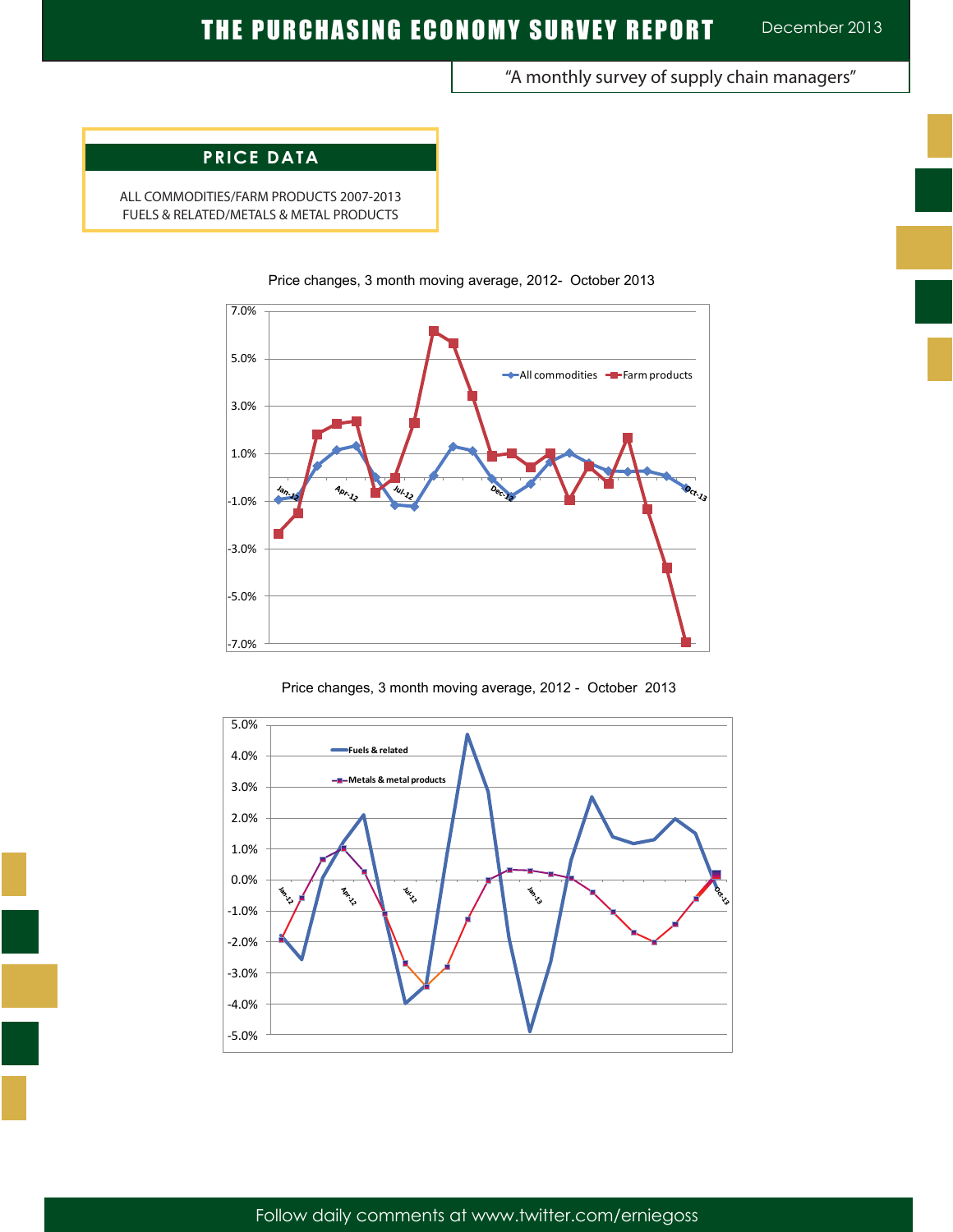## PRICE DATA

ALL COMMODITIES/FARM PRODUCTS 2007-2013
FUELS & RELATED/METALS & METAL PRODUCTS

Price changes, 3 month moving average, 2012- October 2013

7.0%
5.0%
3.0%
1.0%
-1.0%
-3.0%
-5.0%
-7.0%

All commodities
Farm products

Jan-12
Apr-12
Jul-12
Dec-12
Oct-13

Price changes, 3 month moving average, 2012 - October 2013

5.0%
4.0%
3.0%
2.0%
1.0%
0.0%
-1.0%
-2.0%
-3.0%
-4.0%
-5.0%

Fuels & related
Metals & metal products

Jan-12
Apr-12
Jul-12
Jan-13
Oct-13

Follow daily comments at www.twitter.com/erniegoss